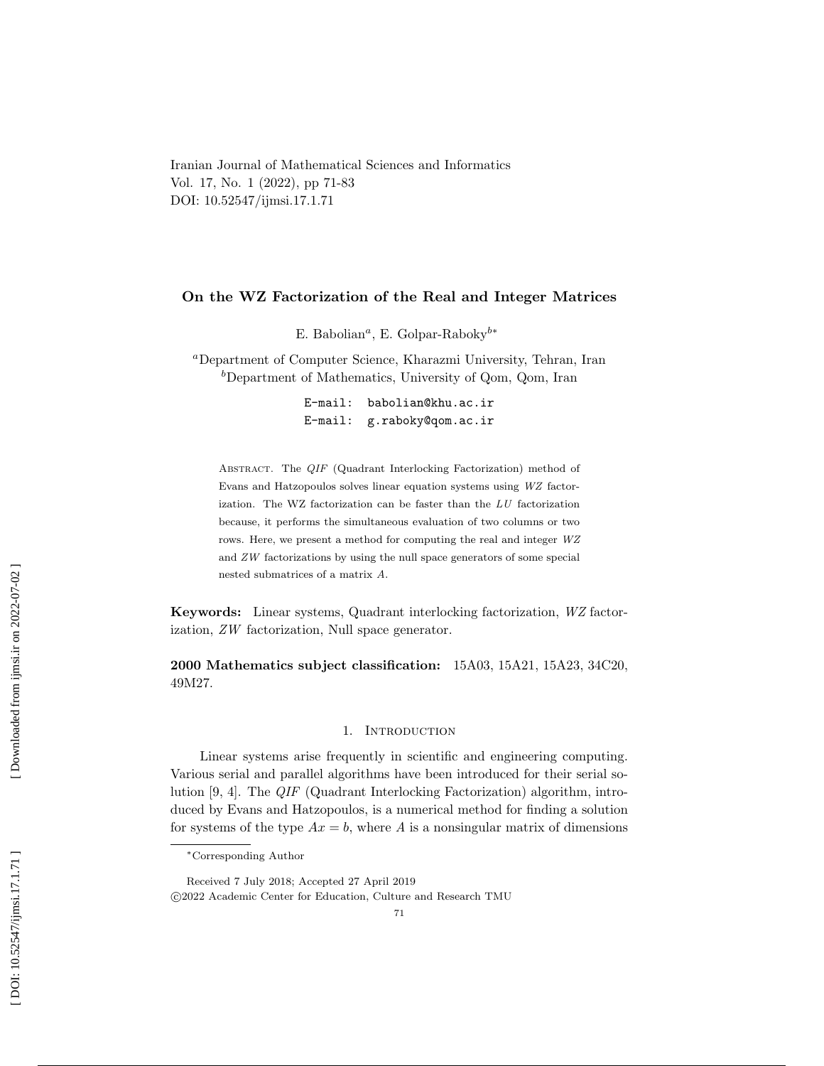Iranian Journal of Mathematical Sciences and Informatics
Vol. 17, No. 1 (2022), pp 71-83
DOI: 10.52547/ijmsi.17.1.71

# On the WZ Factorization of the Real and Integer Matrices

E. Babolian[a], E. Golpar-Raboky[b*]

[a]Department of Computer Science, Kharazmi University, Tehran, Iran
[b]Department of Mathematics, University of Qom, Qom, Iran

E-mail: babolian@khu.ac.ir
E-mail: g.raboky@qom.ac.ir

Abstract. The *QIF* (Quadrant Interlocking Factorization) method of Evans and Hatzopoulos solves linear equation systems using *WZ* factorization. The WZ factorization can be faster than the *LU* factorization because, it performs the simultaneous evaluation of two columns or two rows. Here, we present a method for computing the real and integer *WZ* and *ZW* factorizations by using the null space generators of some special nested submatrices of a matrix *A*.

**Keywords:** Linear systems, Quadrant interlocking factorization, *WZ* factorization, *ZW* factorization, Null space generator.

**2000 Mathematics subject classification:** 15A03, 15A21, 15A23, 34C20, 49M27.

## 1. Introduction

Linear systems arise frequently in scientific and engineering computing. Various serial and parallel algorithms have been introduced for their serial solution [9, 4]. The *QIF* (Quadrant Interlocking Factorization) algorithm, introduced by Evans and Hatzopoulos, is a numerical method for finding a solution for systems of the type $Ax = b$, where $A$ is a nonsingular matrix of dimensions

*Corresponding Author

Received 7 July 2018; Accepted 27 April 2019
©2022 Academic Center for Education, Culture and Research TMU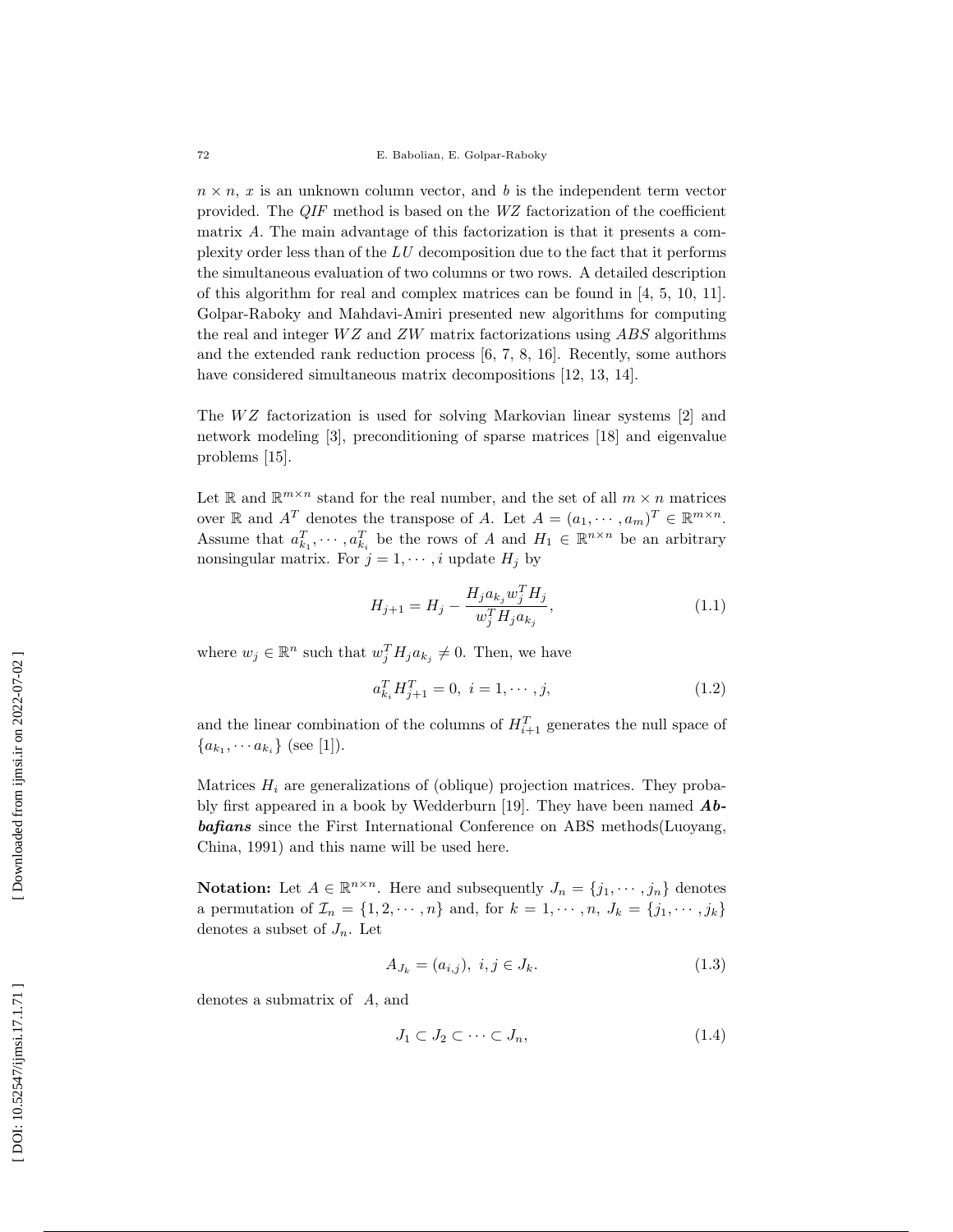$n \times n$, $x$ is an unknown column vector, and $b$ is the independent term vector provided. The *QIF* method is based on the *WZ* factorization of the coefficient matrix $A$. The main advantage of this factorization is that it presents a complexity order less than of the $LU$ decomposition due to the fact that it performs the simultaneous evaluation of two columns or two rows. A detailed description of this algorithm for real and complex matrices can be found in [4, 5, 10, 11]. Golpar-Raboky and Mahdavi-Amiri presented new algorithms for computing the real and integer $WZ$ and $ZW$ matrix factorizations using $ABS$ algorithms and the extended rank reduction process [6, 7, 8, 16]. Recently, some authors have considered simultaneous matrix decompositions [12, 13, 14].

The $WZ$ factorization is used for solving Markovian linear systems [2] and network modeling [3], preconditioning of sparse matrices [18] and eigenvalue problems [15].

Let $\mathbb{R}$ and $\mathbb{R}^{m\times n}$ stand for the real number, and the set of all $m \times n$ matrices over $\mathbb{R}$ and $A^T$ denotes the transpose of $A$. Let $A = (a_1, \cdots, a_m)^T \in \mathbb{R}^{m\times n}$. Assume that $a_{k_1}^T, \cdots, a_{k_i}^T$ be the rows of $A$ and $H_1 \in \mathbb{R}^{n\times n}$ be an arbitrary nonsingular matrix. For $j = 1, \cdots, i$ update $H_j$ by

$$H_{j+1} = H_j - \frac{H_j a_{k_j} w_j^T H_j}{w_j^T H_j a_{k_j}}, \tag{1.1}$$

where $w_j \in \mathbb{R}^n$ such that $w_j^T H_j a_{k_j} \neq 0$. Then, we have

$$a_{k_i}^T H_{j+1}^T = 0, \; i = 1, \cdots, j, \tag{1.2}$$

and the linear combination of the columns of $H_{i+1}^T$ generates the null space of $\{a_{k_1}, \cdots a_{k_i}\}$ (see [1]).

Matrices $H_i$ are generalizations of (oblique) projection matrices. They probably first appeared in a book by Wedderburn [19]. They have been named ***Abbafians*** since the First International Conference on ABS methods(Luoyang, China, 1991) and this name will be used here.

**Notation:** Let $A \in \mathbb{R}^{n\times n}$. Here and subsequently $J_n = \{j_1, \cdots, j_n\}$ denotes a permutation of $\mathcal{I}_n = \{1, 2, \cdots, n\}$ and, for $k = 1, \cdots, n$, $J_k = \{j_1, \cdots, j_k\}$ denotes a subset of $J_n$. Let

$$A_{J_k} = (a_{i,j}), \; i, j \in J_k. \tag{1.3}$$

denotes a submatrix of $A$, and

$$J_1 \subset J_2 \subset \cdots \subset J_n, \tag{1.4}$$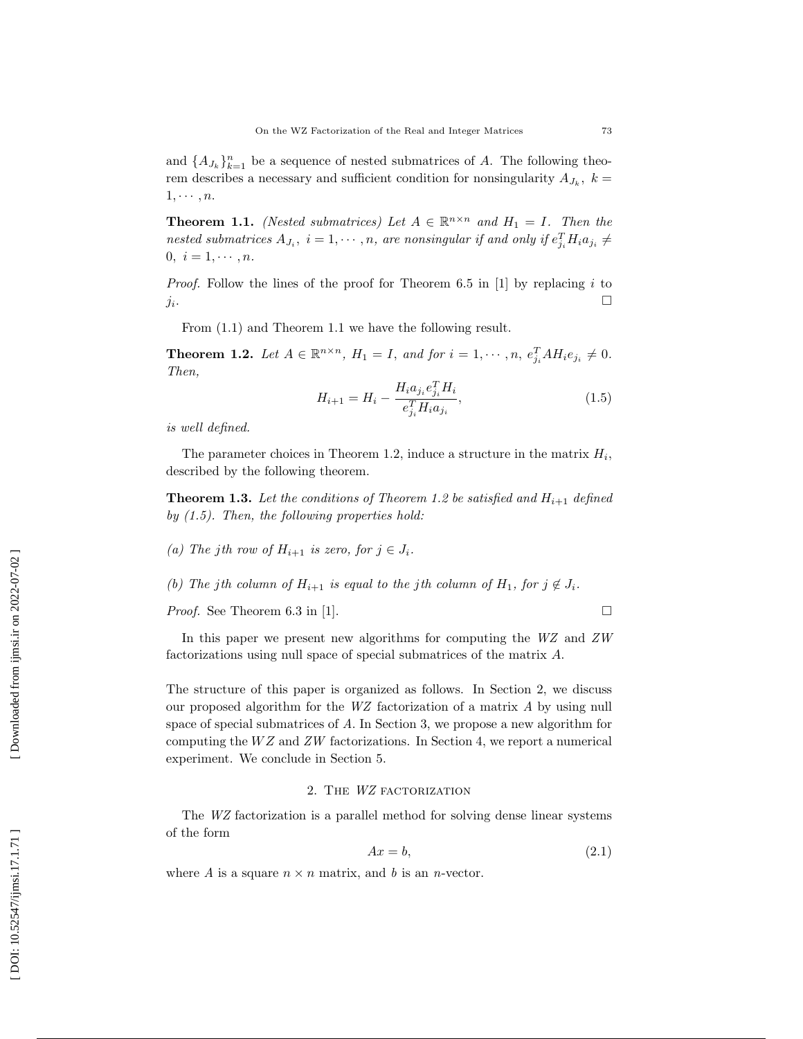and $\{A_{J_k}\}_{k=1}^n$ be a sequence of nested submatrices of $A$. The following theorem describes a necessary and sufficient condition for nonsingularity $A_{J_k},\ k = 1, \cdots, n$.

**Theorem 1.1.** *(Nested submatrices) Let $A \in \mathbb{R}^{n\times n}$ and $H_1 = I$. Then the nested submatrices $A_{J_i},\ i = 1, \cdots, n$, are nonsingular if and only if $e_{j_i}^T H_i a_{j_i} \neq 0,\ i = 1, \cdots, n$.*

*Proof.* Follow the lines of the proof for Theorem 6.5 in [1] by replacing $i$ to $j_i$. □

From (1.1) and Theorem 1.1 we have the following result.

**Theorem 1.2.** *Let $A \in \mathbb{R}^{n\times n}$, $H_1 = I$, and for $i = 1, \cdots, n$, $e_{j_i}^T A H_i e_{j_i} \neq 0$. Then,*

$$H_{i+1} = H_i - \frac{H_i a_{j_i} e_{j_i}^T H_i}{e_{j_i}^T H_i a_{j_i}}, \tag{1.5}$$

*is well defined.*

The parameter choices in Theorem 1.2, induce a structure in the matrix $H_i$, described by the following theorem.

**Theorem 1.3.** *Let the conditions of Theorem 1.2 be satisfied and $H_{i+1}$ defined by (1.5). Then, the following properties hold:*

*(a) The $j$th row of $H_{i+1}$ is zero, for $j \in J_i$.*

*(b) The $j$th column of $H_{i+1}$ is equal to the $j$th column of $H_1$, for $j \notin J_i$.*

*Proof.* See Theorem 6.3 in [1]. □

In this paper we present new algorithms for computing the *WZ* and *ZW* factorizations using null space of special submatrices of the matrix $A$.

The structure of this paper is organized as follows. In Section 2, we discuss our proposed algorithm for the *WZ* factorization of a matrix $A$ by using null space of special submatrices of $A$. In Section 3, we propose a new algorithm for computing the $WZ$ and $ZW$ factorizations. In Section 4, we report a numerical experiment. We conclude in Section 5.

## 2. The *WZ* factorization

The *WZ* factorization is a parallel method for solving dense linear systems of the form

$$Ax = b, \tag{2.1}$$

where $A$ is a square $n \times n$ matrix, and $b$ is an $n$-vector.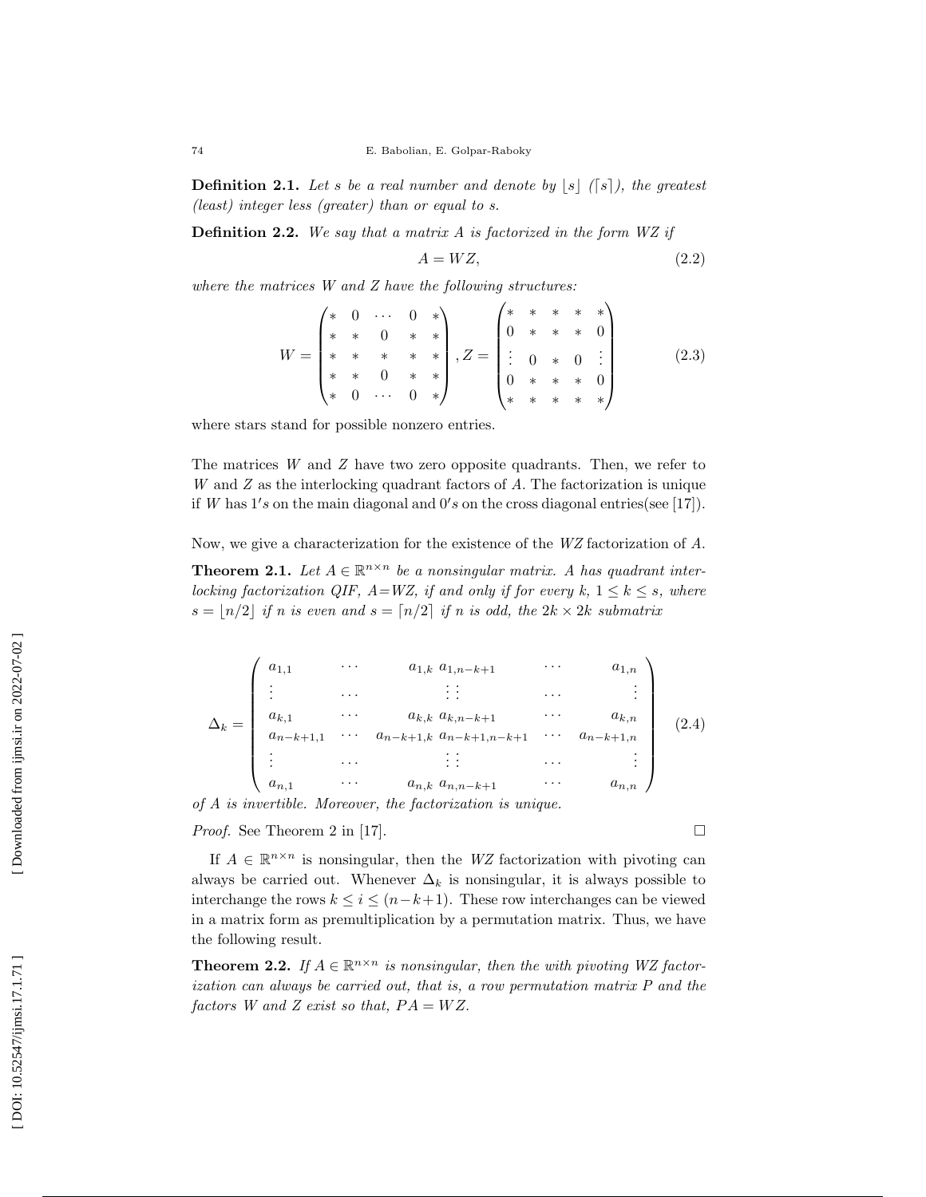**Definition 2.1.** *Let $s$ be a real number and denote by $\lfloor s \rfloor$ ($\lceil s \rceil$), the greatest (least) integer less (greater) than or equal to $s$.*

**Definition 2.2.** *We say that a matrix $A$ is factorized in the form $WZ$ if*

$$A = WZ, \tag{2.2}$$

*where the matrices $W$ and $Z$ have the following structures:*

$$W = \begin{pmatrix} * & 0 & \cdots & 0 & * \\ * & * & 0 & * & * \\ * & * & * & * & * \\ * & * & 0 & * & * \\ * & 0 & \cdots & 0 & * \end{pmatrix}, Z = \begin{pmatrix} * & * & * & * & * \\ 0 & * & * & * & 0 \\ \vdots & 0 & * & 0 & \vdots \\ 0 & * & * & * & 0 \\ * & * & * & * & * \end{pmatrix} \tag{2.3}$$

where stars stand for possible nonzero entries.

The matrices $W$ and $Z$ have two zero opposite quadrants. Then, we refer to $W$ and $Z$ as the interlocking quadrant factors of $A$. The factorization is unique if $W$ has $1's$ on the main diagonal and $0's$ on the cross diagonal entries(see [17]).

Now, we give a characterization for the existence of the $WZ$ factorization of $A$.

**Theorem 2.1.** *Let $A \in \mathbb{R}^{n\times n}$ be a nonsingular matrix. A has quadrant interlocking factorization QIF, A=WZ, if and only if for every $k$, $1 \le k \le s$, where $s = \lfloor n/2 \rfloor$ if $n$ is even and $s = \lceil n/2 \rceil$ if $n$ is odd, the $2k \times 2k$ submatrix*

$$\Delta_k = \begin{pmatrix} a_{1,1} & \cdots & a_{1,k} & a_{1,n-k+1} & \cdots & a_{1,n} \\ \vdots & \cdots & \vdots & \vdots & \cdots & \vdots \\ a_{k,1} & \cdots & a_{k,k} & a_{k,n-k+1} & \cdots & a_{k,n} \\ a_{n-k+1,1} & \cdots & a_{n-k+1,k} & a_{n-k+1,n-k+1} & \cdots & a_{n-k+1,n} \\ \vdots & \cdots & \vdots & \vdots & \cdots & \vdots \\ a_{n,1} & \cdots & a_{n,k} & a_{n,n-k+1} & \cdots & a_{n,n} \end{pmatrix} \tag{2.4}$$

*of $A$ is invertible. Moreover, the factorization is unique.*

*Proof.* See Theorem 2 in [17]. □

If $A \in \mathbb{R}^{n\times n}$ is nonsingular, then the $WZ$ factorization with pivoting can always be carried out. Whenever $\Delta_k$ is nonsingular, it is always possible to interchange the rows $k \le i \le (n-k+1)$. These row interchanges can be viewed in a matrix form as premultiplication by a permutation matrix. Thus, we have the following result.

**Theorem 2.2.** *If $A \in \mathbb{R}^{n\times n}$ is nonsingular, then the with pivoting WZ factorization can always be carried out, that is, a row permutation matrix $P$ and the factors $W$ and $Z$ exist so that, $PA = WZ$.*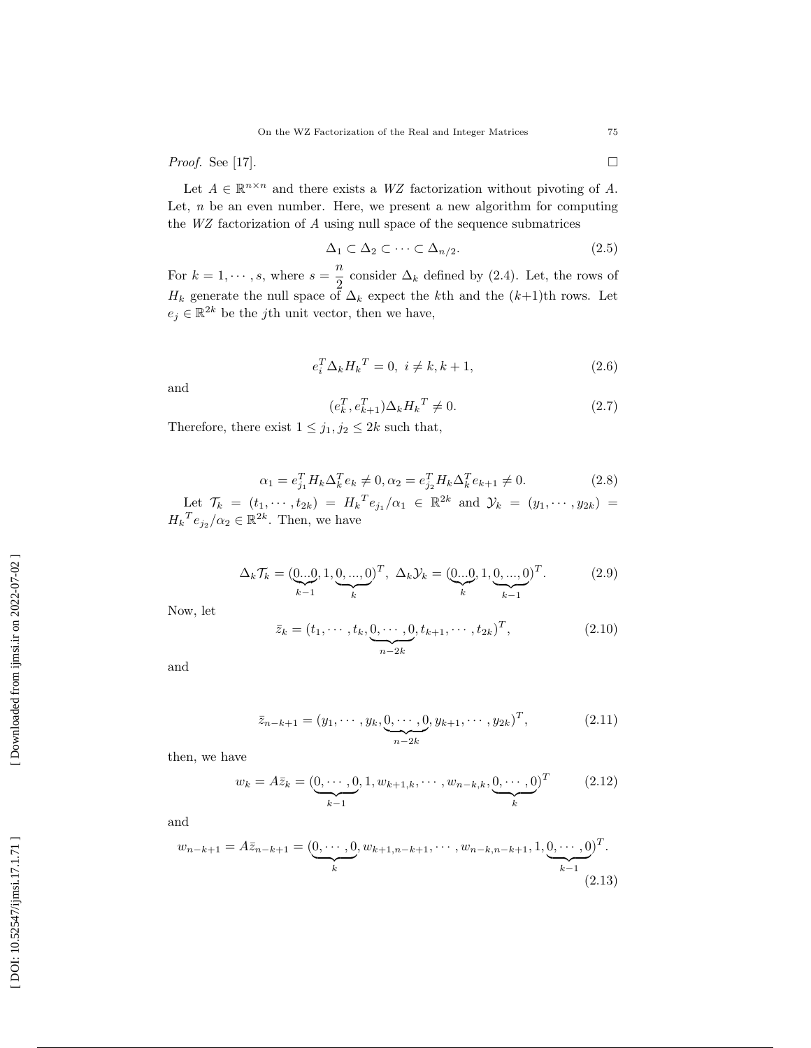*Proof.* See [17]. □

Let $A \in \mathbb{R}^{n\times n}$ and there exists a *WZ* factorization without pivoting of $A$. Let, $n$ be an even number. Here, we present a new algorithm for computing the *WZ* factorization of $A$ using null space of the sequence submatrices

$$\Delta_1 \subset \Delta_2 \subset \cdots \subset \Delta_{n/2}. \tag{2.5}$$

For $k = 1, \cdots, s$, where $s = \dfrac{n}{2}$ consider $\Delta_k$ defined by (2.4). Let, the rows of $H_k$ generate the null space of $\Delta_k$ expect the $k$th and the $(k+1)$th rows. Let $e_j \in \mathbb{R}^{2k}$ be the $j$th unit vector, then we have,

$$e_i^T \Delta_k {H_k}^T = 0, \; i \neq k, k+1, \tag{2.6}$$

and

$$(e_k^T, e_{k+1}^T)\Delta_k {H_k}^T \neq 0. \tag{2.7}$$

Therefore, there exist $1 \leq j_1, j_2 \leq 2k$ such that,

$$\alpha_1 = e_{j_1}^T H_k \Delta_k^T e_k \neq 0, \alpha_2 = e_{j_2}^T H_k \Delta_k^T e_{k+1} \neq 0. \tag{2.8}$$

Let $\mathcal{T}_k = (t_1, \cdots, t_{2k}) = {H_k}^T e_{j_1}/\alpha_1 \in \mathbb{R}^{2k}$ and $\mathcal{Y}_k = (y_1, \cdots, y_{2k}) = {H_k}^T e_{j_2}/\alpha_2 \in \mathbb{R}^{2k}$. Then, we have

$$\Delta_k \mathcal{T}_k = (\underbrace{0...0}_{k-1}, 1, \underbrace{0, ..., 0}_{k})^T, \; \Delta_k \mathcal{Y}_k = (\underbrace{0...0}_{k}, 1, \underbrace{0, ..., 0}_{k-1})^T. \tag{2.9}$$

Now, let

$$\bar{z}_k = (t_1, \cdots, t_k, \underbrace{0, \cdots, 0}_{n-2k}, t_{k+1}, \cdots, t_{2k})^T, \tag{2.10}$$

and

$$\bar{z}_{n-k+1} = (y_1, \cdots, y_k, \underbrace{0, \cdots, 0}_{n-2k}, y_{k+1}, \cdots, y_{2k})^T, \tag{2.11}$$

then, we have

$$w_k = A\bar{z}_k = (\underbrace{0, \cdots, 0}_{k-1}, 1, w_{k+1,k}, \cdots, w_{n-k,k}, \underbrace{0, \cdots, 0}_{k})^T \tag{2.12}$$

and

$$w_{n-k+1} = A\bar{z}_{n-k+1} = (\underbrace{0, \cdots, 0}_{k}, w_{k+1,n-k+1}, \cdots, w_{n-k,n-k+1}, 1, \underbrace{0, \cdots, 0}_{k-1})^T. \tag{2.13}$$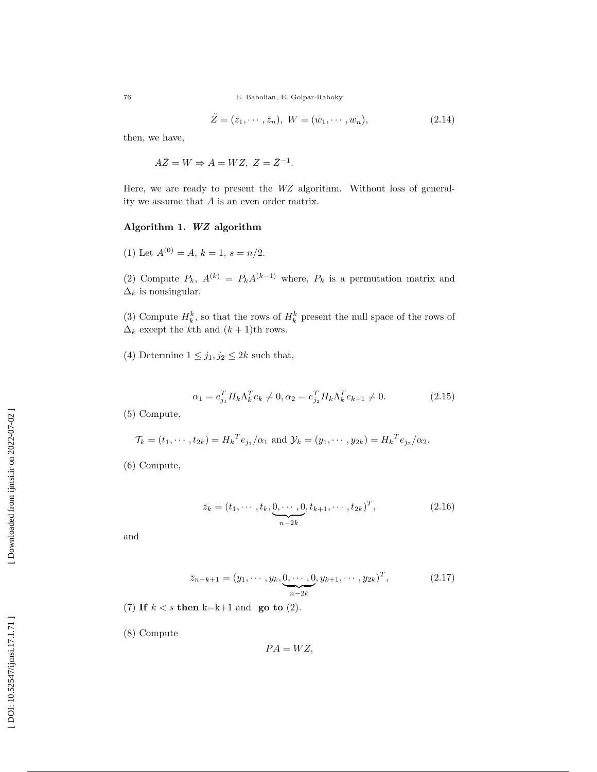$$\tilde{Z} = (\bar{z}_1, \cdots, \bar{z}_n),\ W = (w_1, \cdots, w_n), \tag{2.14}$$

then, we have,

$$A\bar{Z} = W \Rightarrow A = WZ,\ Z = \bar{Z}^{-1}.$$

Here, we are ready to present the $WZ$ algorithm. Without loss of generality we assume that $A$ is an even order matrix.

**Algorithm 1. *WZ* algorithm**

(1) Let $A^{(0)} = A$, $k = 1$, $s = n/2$.

(2) Compute $P_k$, $A^{(k)} = P_k A^{(k-1)}$ where, $P_k$ is a permutation matrix and $\Delta_k$ is nonsingular.

(3) Compute $H_k^k$, so that the rows of $H_k^k$ present the null space of the rows of $\Delta_k$ except the $k$th and $(k+1)$th rows.

(4) Determine $1 \leq j_1, j_2 \leq 2k$ such that,

$$\alpha_1 = e_{j_1}^T H_k \Lambda_k^T e_k \neq 0, \alpha_2 = e_{j_2}^T H_k \Lambda_k^T e_{k+1} \neq 0. \tag{2.15}$$

(5) Compute,

$$\mathcal{T}_k = (t_1, \cdots, t_{2k}) = {H_k}^T e_{j_1}/\alpha_1 \text{ and } \mathcal{Y}_k = (y_1, \cdots, y_{2k}) = {H_k}^T e_{j_2}/\alpha_2.$$

(6) Compute,

$$\bar{z}_k = (t_1, \cdots, t_k, \underbrace{0, \cdots, 0}_{n-2k}, t_{k+1}, \cdots, t_{2k})^T, \tag{2.16}$$

and

$$\bar{z}_{n-k+1} = (y_1, \cdots, y_k, \underbrace{0, \cdots, 0}_{n-2k}, y_{k+1}, \cdots, y_{2k})^T, \tag{2.17}$$

(7) **If** $k < s$ **then** k=k+1 and **go to** (2).

(8) Compute

$$PA = WZ,$$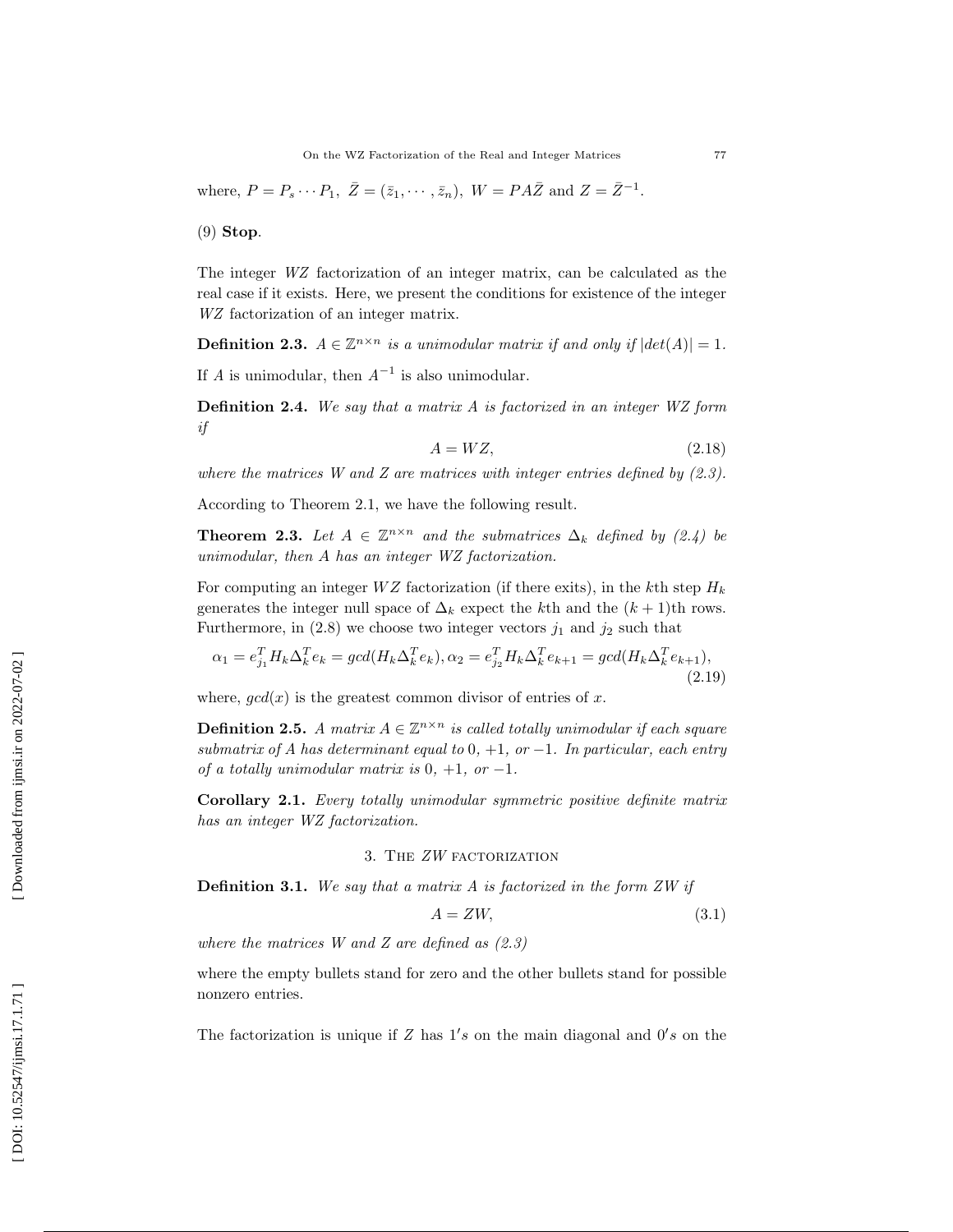where, $P = P_s \cdots P_1$, $\bar{Z} = (\bar{z}_1, \cdots, \bar{z}_n)$, $W = PA\bar{Z}$ and $Z = \bar{Z}^{-1}$.

(9) **Stop**.

The integer $WZ$ factorization of an integer matrix, can be calculated as the real case if it exists. Here, we present the conditions for existence of the integer $WZ$ factorization of an integer matrix.

**Definition 2.3.** *$A \in \mathbb{Z}^{n\times n}$ is a unimodular matrix if and only if $|det(A)| = 1$.*

If $A$ is unimodular, then $A^{-1}$ is also unimodular.

**Definition 2.4.** *We say that a matrix $A$ is factorized in an integer WZ form if*

$$A = WZ, \tag{2.18}$$

*where the matrices W and Z are matrices with integer entries defined by (2.3).*

According to Theorem 2.1, we have the following result.

**Theorem 2.3.** *Let $A \in \mathbb{Z}^{n\times n}$ and the submatrices $\Delta_k$ defined by (2.4) be unimodular, then A has an integer WZ factorization.*

For computing an integer $WZ$ factorization (if there exits), in the $k$th step $H_k$ generates the integer null space of $\Delta_k$ expect the $k$th and the $(k+1)$th rows. Furthermore, in (2.8) we choose two integer vectors $j_1$ and $j_2$ such that

$$\alpha_1 = e_{j_1}^T H_k \Delta_k^T e_k = gcd(H_k \Delta_k^T e_k), \alpha_2 = e_{j_2}^T H_k \Delta_k^T e_{k+1} = gcd(H_k \Delta_k^T e_{k+1}), \tag{2.19}$$

where, $gcd(x)$ is the greatest common divisor of entries of $x$.

**Definition 2.5.** *A matrix $A \in \mathbb{Z}^{n\times n}$ is called totally unimodular if each square submatrix of A has determinant equal to 0, +1, or −1. In particular, each entry of a totally unimodular matrix is 0, +1, or −1.*

**Corollary 2.1.** *Every totally unimodular symmetric positive definite matrix has an integer WZ factorization.*

## 3. The $ZW$ factorization

**Definition 3.1.** *We say that a matrix A is factorized in the form ZW if*

$$A = ZW, \tag{3.1}$$

*where the matrices W and Z are defined as (2.3)*

where the empty bullets stand for zero and the other bullets stand for possible nonzero entries.

The factorization is unique if $Z$ has $1's$ on the main diagonal and $0's$ on the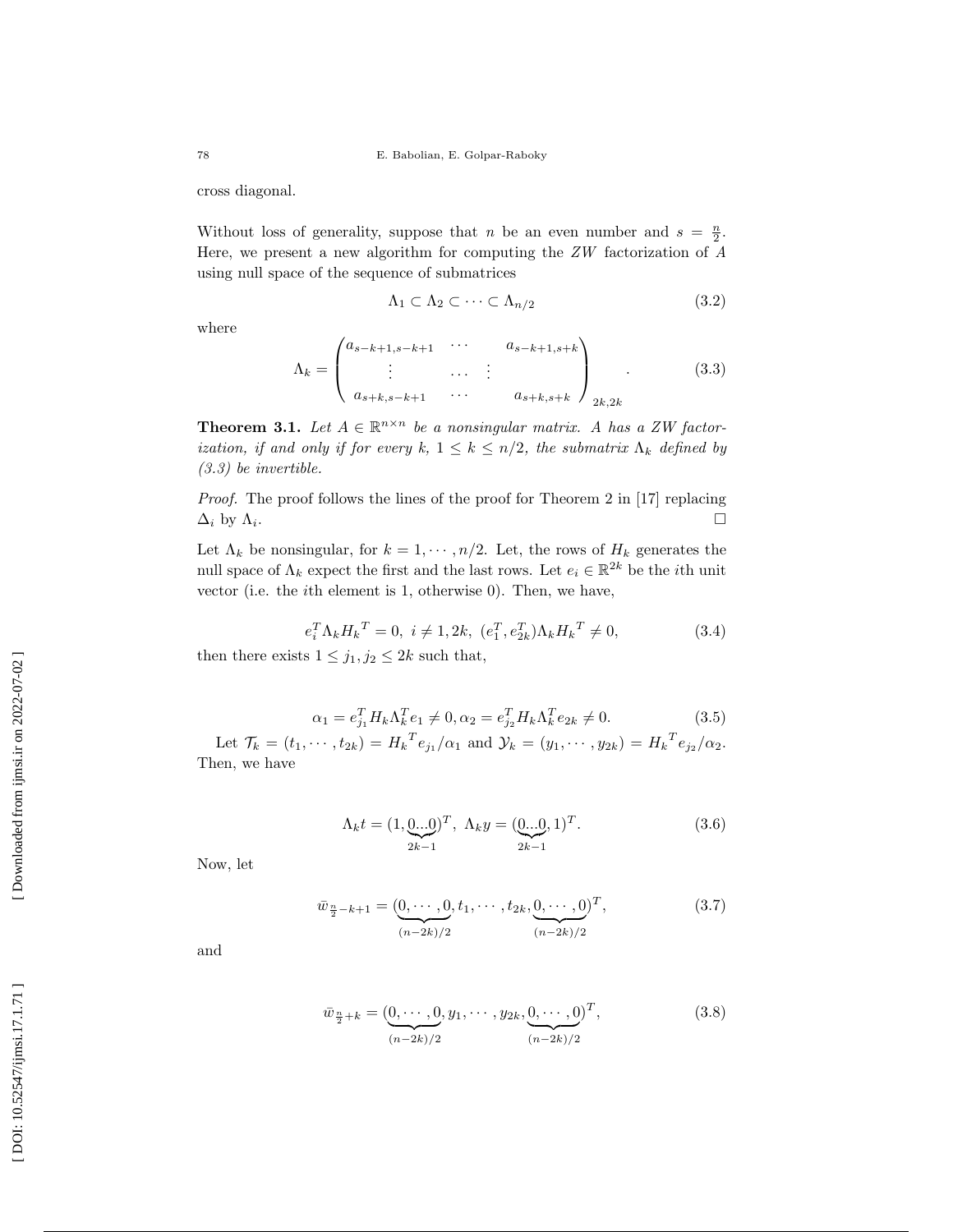cross diagonal.

Without loss of generality, suppose that $n$ be an even number and $s = \frac{n}{2}$. Here, we present a new algorithm for computing the $ZW$ factorization of $A$ using null space of the sequence of submatrices

$$\Lambda_1 \subset \Lambda_2 \subset \cdots \subset \Lambda_{n/2} \tag{3.2}$$

where

$$\Lambda_k = \begin{pmatrix} a_{s-k+1,s-k+1} & \cdots & a_{s-k+1,s+k} \\ \vdots & \ldots & \vdots \\ a_{s+k,s-k+1} & \cdots & a_{s+k,s+k} \end{pmatrix}_{2k,2k}. \tag{3.3}$$

**Theorem 3.1.** *Let $A \in \mathbb{R}^{n\times n}$ be a nonsingular matrix. A has a ZW factorization, if and only if for every $k$, $1 \leq k \leq n/2$, the submatrix $\Lambda_k$ defined by (3.3) be invertible.*

*Proof.* The proof follows the lines of the proof for Theorem 2 in [17] replacing $\Delta_i$ by $\Lambda_i$. □

Let $\Lambda_k$ be nonsingular, for $k = 1, \cdots, n/2$. Let, the rows of $H_k$ generates the null space of $\Lambda_k$ expect the first and the last rows. Let $e_i \in \mathbb{R}^{2k}$ be the $i$th unit vector (i.e. the $i$th element is 1, otherwise 0). Then, we have,

$$e_i^T \Lambda_k {H_k}^T = 0,\ i \neq 1, 2k,\ (e_1^T, e_{2k}^T)\Lambda_k {H_k}^T \neq 0, \tag{3.4}$$

then there exists $1 \leq j_1, j_2 \leq 2k$ such that,

$$\alpha_1 = e_{j_1}^T H_k \Lambda_k^T e_1 \neq 0, \alpha_2 = e_{j_2}^T H_k \Lambda_k^T e_{2k} \neq 0. \tag{3.5}$$

Let $\mathcal{T}_k = (t_1, \cdots, t_{2k}) = {H_k}^T e_{j_1}/\alpha_1$ and $\mathcal{Y}_k = (y_1, \cdots, y_{2k}) = {H_k}^T e_{j_2}/\alpha_2$. Then, we have

$$\Lambda_k t = (1, \underbrace{0...0}_{2k-1})^T,\ \Lambda_k y = (\underbrace{0...0}_{2k-1}, 1)^T. \tag{3.6}$$

Now, let

$$\bar{w}_{\frac{n}{2}-k+1} = (\underbrace{0, \cdots, 0}_{(n-2k)/2}, t_1, \cdots, t_{2k}, \underbrace{0, \cdots, 0}_{(n-2k)/2})^T, \tag{3.7}$$

and

$$\bar{w}_{\frac{n}{2}+k} = (\underbrace{0, \cdots, 0}_{(n-2k)/2}, y_1, \cdots, y_{2k}, \underbrace{0, \cdots, 0}_{(n-2k)/2})^T, \tag{3.8}$$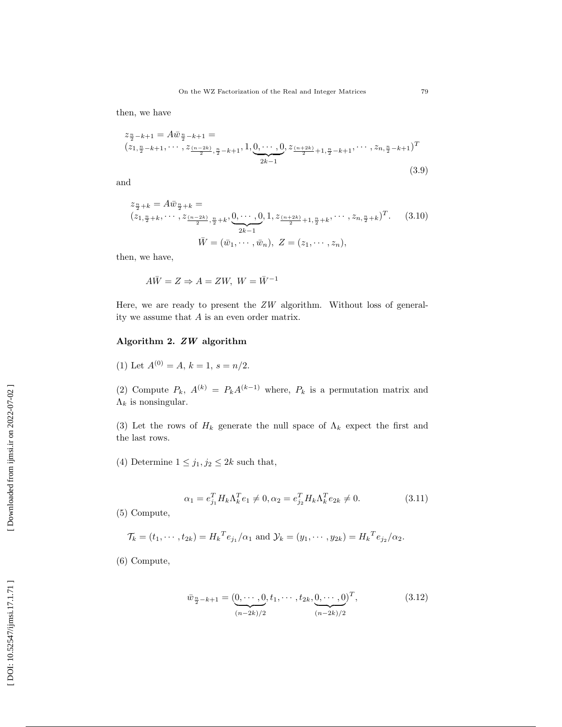then, we have

$$z_{\frac{n}{2}-k+1} = A\bar{w}_{\frac{n}{2}-k+1} = \\ (z_{1,\frac{n}{2}-k+1}, \cdots, z_{\frac{(n-2k)}{2},\frac{n}{2}-k+1}, 1, \underbrace{0, \cdots, 0}_{2k-1}, z_{\frac{(n+2k)}{2}+1,\frac{n}{2}-k+1}, \cdots, z_{n,\frac{n}{2}-k+1})^T \tag{3.9}$$

and

$$z_{\frac{n}{2}+k} = A\bar{w}_{\frac{n}{2}+k} = \\ (z_{1,\frac{n}{2}+k}, \cdots, z_{\frac{(n-2k)}{2},\frac{n}{2}+k}, \underbrace{0, \cdots, 0}_{2k-1}, 1, z_{\frac{(n+2k)}{2}+1,\frac{n}{2}+k}, \cdots, z_{n,\frac{n}{2}+k})^T. \tag{3.10}$$

$$\bar{W} = (\bar{w}_1, \cdots, \bar{w}_n), \ Z = (z_1, \cdots, z_n),$$

then, we have,

$$A\bar{W} = Z \Rightarrow A = ZW, \ W = \bar{W}^{-1}$$

Here, we are ready to present the $ZW$ algorithm. Without loss of generality we assume that $A$ is an even order matrix.

**Algorithm 2. *ZW* algorithm**

(1) Let $A^{(0)} = A$, $k = 1$, $s = n/2$.

(2) Compute $P_k$, $A^{(k)} = P_k A^{(k-1)}$ where, $P_k$ is a permutation matrix and $\Lambda_k$ is nonsingular.

(3) Let the rows of $H_k$ generate the null space of $\Lambda_k$ expect the first and the last rows.

(4) Determine $1 \leq j_1, j_2 \leq 2k$ such that,

$$\alpha_1 = e_{j_1}^T H_k \Lambda_k^T e_1 \neq 0, \alpha_2 = e_{j_2}^T H_k \Lambda_k^T e_{2k} \neq 0. \tag{3.11}$$

(5) Compute,

$$\mathcal{T}_k = (t_1, \cdots, t_{2k}) = {H_k}^T e_{j_1}/\alpha_1 \text{ and } \mathcal{Y}_k = (y_1, \cdots, y_{2k}) = {H_k}^T e_{j_2}/\alpha_2.$$

(6) Compute,

$$\bar{w}_{\frac{n}{2}-k+1} = (\underbrace{0, \cdots, 0}_{(n-2k)/2}, t_1, \cdots, t_{2k}, \underbrace{0, \cdots, 0}_{(n-2k)/2})^T, \tag{3.12}$$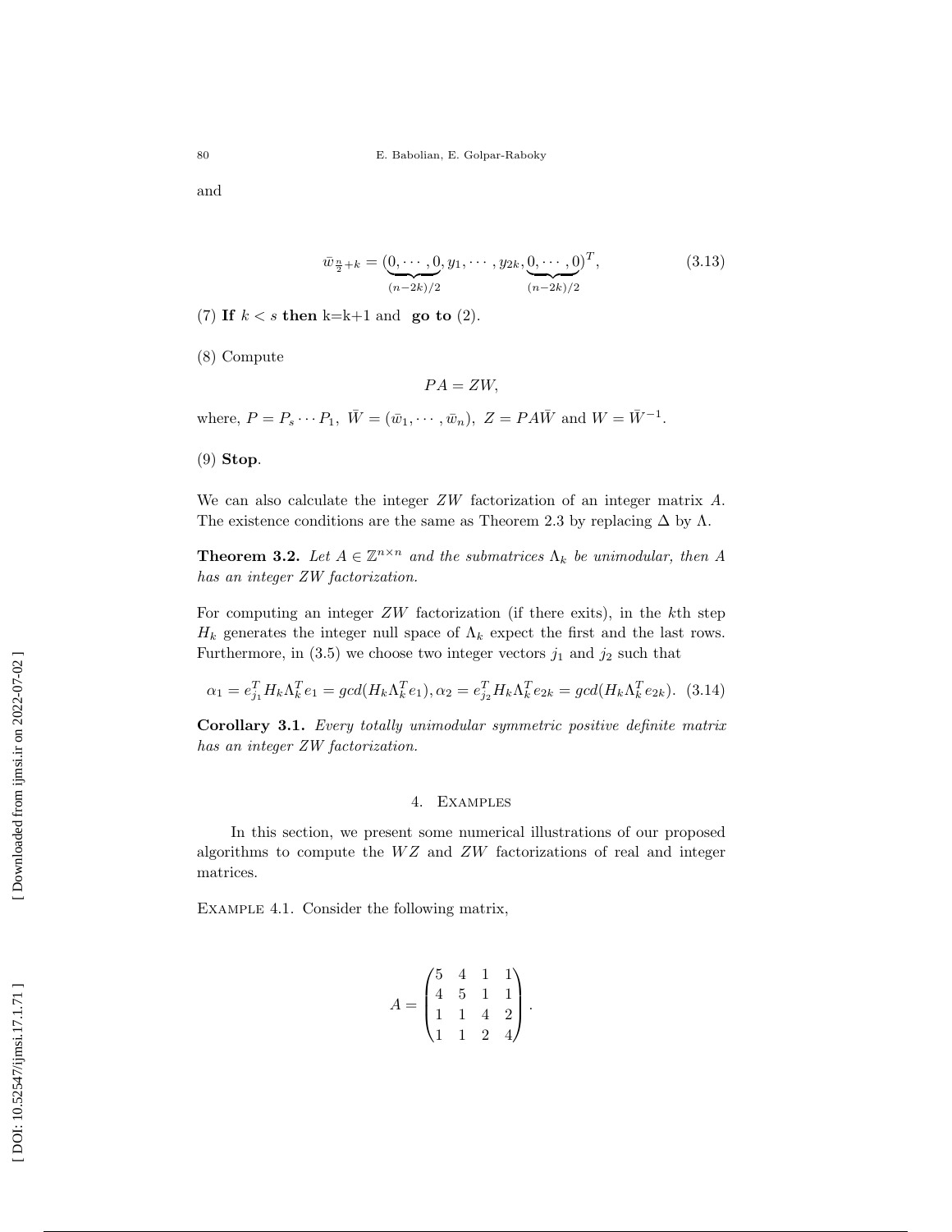and

$$\bar{w}_{\frac{n}{2}+k} = (\underbrace{0,\cdots,0}_{(n-2k)/2}, y_1, \cdots, y_{2k}, \underbrace{0,\cdots,0}_{(n-2k)/2})^T, \tag{3.13}$$

(7) **If** $k < s$ **then** k=k+1 and **go to** (2).

(8) Compute

$$PA = ZW,$$

where, $P = P_s \cdots P_1$, $\bar{W} = (\bar{w}_1, \cdots, \bar{w}_n)$, $Z = PA\bar{W}$ and $W = \bar{W}^{-1}$.

(9) **Stop**.

We can also calculate the integer $ZW$ factorization of an integer matrix $A$. The existence conditions are the same as Theorem 2.3 by replacing $\Delta$ by $\Lambda$.

**Theorem 3.2.** *Let $A \in \mathbb{Z}^{n\times n}$ and the submatrices $\Lambda_k$ be unimodular, then $A$ has an integer $ZW$ factorization.*

For computing an integer $ZW$ factorization (if there exits), in the $k$th step $H_k$ generates the integer null space of $\Lambda_k$ expect the first and the last rows. Furthermore, in (3.5) we choose two integer vectors $j_1$ and $j_2$ such that

$$\alpha_1 = e_{j_1}^T H_k \Lambda_k^T e_1 = gcd(H_k \Lambda_k^T e_1), \alpha_2 = e_{j_2}^T H_k \Lambda_k^T e_{2k} = gcd(H_k \Lambda_k^T e_{2k}). \tag{3.14}$$

**Corollary 3.1.** *Every totally unimodular symmetric positive definite matrix has an integer $ZW$ factorization.*

## 4. Examples

In this section, we present some numerical illustrations of our proposed algorithms to compute the $WZ$ and $ZW$ factorizations of real and integer matrices.

Example 4.1. Consider the following matrix,

$$A = \begin{pmatrix} 5 & 4 & 1 & 1 \\ 4 & 5 & 1 & 1 \\ 1 & 1 & 4 & 2 \\ 1 & 1 & 2 & 4 \end{pmatrix}.$$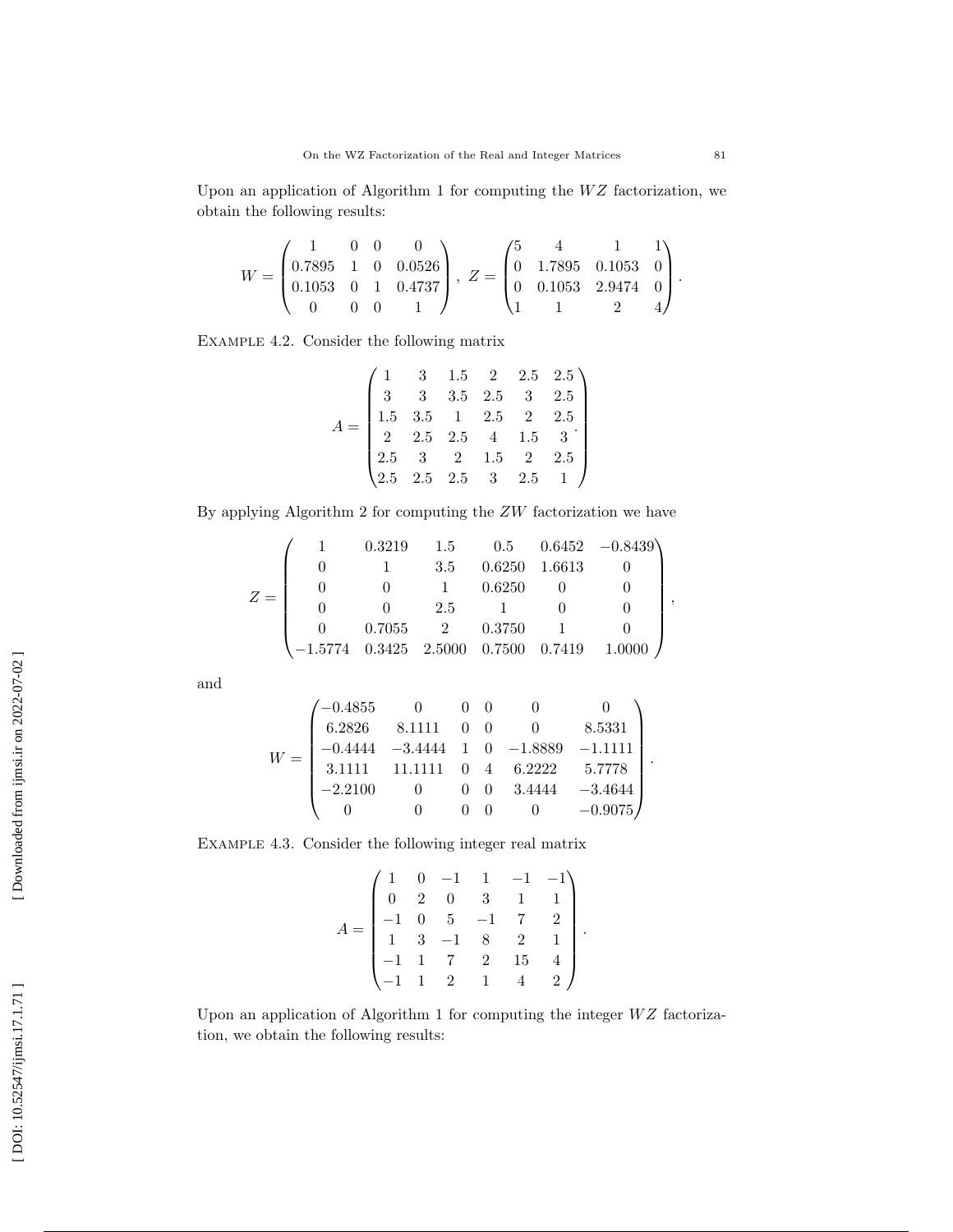Upon an application of Algorithm 1 for computing the $WZ$ factorization, we obtain the following results:

$$W = \begin{pmatrix} 1 & 0 & 0 & 0 \\ 0.7895 & 1 & 0 & 0.0526 \\ 0.1053 & 0 & 1 & 0.4737 \\ 0 & 0 & 0 & 1 \end{pmatrix}, \ Z = \begin{pmatrix} 5 & 4 & 1 & 1 \\ 0 & 1.7895 & 0.1053 & 0 \\ 0 & 0.1053 & 2.9474 & 0 \\ 1 & 1 & 2 & 4 \end{pmatrix}.$$

Example 4.2. Consider the following matrix

$$A = \begin{pmatrix} 1 & 3 & 1.5 & 2 & 2.5 & 2.5 \\ 3 & 3 & 3.5 & 2.5 & 3 & 2.5 \\ 1.5 & 3.5 & 1 & 2.5 & 2 & 2.5 \\ 2 & 2.5 & 2.5 & 4 & 1.5 & 3 \\ 2.5 & 3 & 2 & 1.5 & 2 & 2.5 \\ 2.5 & 2.5 & 2.5 & 3 & 2.5 & 1 \end{pmatrix}.$$

By applying Algorithm 2 for computing the $ZW$ factorization we have

$$Z = \begin{pmatrix} 1 & 0.3219 & 1.5 & 0.5 & 0.6452 & -0.8439 \\ 0 & 1 & 3.5 & 0.6250 & 1.6613 & 0 \\ 0 & 0 & 1 & 0.6250 & 0 & 0 \\ 0 & 0 & 2.5 & 1 & 0 & 0 \\ 0 & 0.7055 & 2 & 0.3750 & 1 & 0 \\ -1.5774 & 0.3425 & 2.5000 & 0.7500 & 0.7419 & 1.0000 \end{pmatrix},$$

and

$$W = \begin{pmatrix} -0.4855 & 0 & 0 & 0 & 0 & 0 \\ 6.2826 & 8.1111 & 0 & 0 & 0 & 8.5331 \\ -0.4444 & -3.4444 & 1 & 0 & -1.8889 & -1.1111 \\ 3.1111 & 11.1111 & 0 & 4 & 6.2222 & 5.7778 \\ -2.2100 & 0 & 0 & 0 & 3.4444 & -3.4644 \\ 0 & 0 & 0 & 0 & 0 & -0.9075 \end{pmatrix}.$$

Example 4.3. Consider the following integer real matrix

$$A = \begin{pmatrix} 1 & 0 & -1 & 1 & -1 & -1 \\ 0 & 2 & 0 & 3 & 1 & 1 \\ -1 & 0 & 5 & -1 & 7 & 2 \\ 1 & 3 & -1 & 8 & 2 & 1 \\ -1 & 1 & 7 & 2 & 15 & 4 \\ -1 & 1 & 2 & 1 & 4 & 2 \end{pmatrix}.$$

Upon an application of Algorithm 1 for computing the integer $WZ$ factorization, we obtain the following results: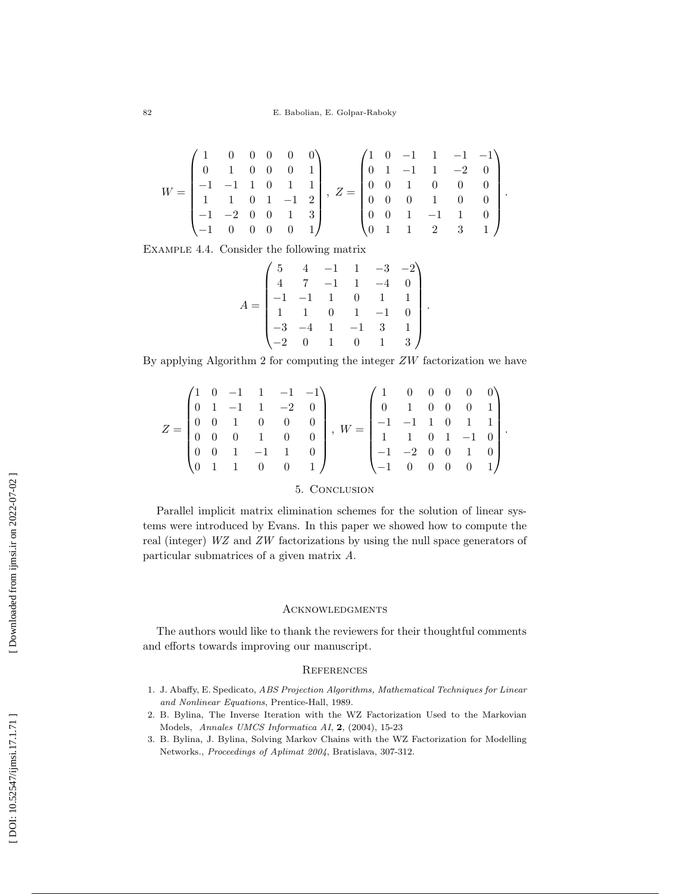$$W = \begin{pmatrix} 1 & 0 & 0 & 0 & 0 & 0 \\ 0 & 1 & 0 & 0 & 0 & 1 \\ -1 & -1 & 1 & 0 & 1 & 1 \\ 1 & 1 & 0 & 1 & -1 & 2 \\ -1 & -2 & 0 & 0 & 1 & 3 \\ -1 & 0 & 0 & 0 & 0 & 1 \end{pmatrix}, \ Z = \begin{pmatrix} 1 & 0 & -1 & 1 & -1 & -1 \\ 0 & 1 & -1 & 1 & -2 & 0 \\ 0 & 0 & 1 & 0 & 0 & 0 \\ 0 & 0 & 0 & 1 & 0 & 0 \\ 0 & 0 & 1 & -1 & 1 & 0 \\ 0 & 1 & 1 & 2 & 3 & 1 \end{pmatrix}.$$

Example 4.4. Consider the following matrix

$$A = \begin{pmatrix} 5 & 4 & -1 & 1 & -3 & -2 \\ 4 & 7 & -1 & 1 & -4 & 0 \\ -1 & -1 & 1 & 0 & 1 & 1 \\ 1 & 1 & 0 & 1 & -1 & 0 \\ -3 & -4 & 1 & -1 & 3 & 1 \\ -2 & 0 & 1 & 0 & 1 & 3 \end{pmatrix}.$$

By applying Algorithm 2 for computing the integer $ZW$ factorization we have

$$Z = \begin{pmatrix} 1 & 0 & -1 & 1 & -1 & -1 \\ 0 & 1 & -1 & 1 & -2 & 0 \\ 0 & 0 & 1 & 0 & 0 & 0 \\ 0 & 0 & 0 & 1 & 0 & 0 \\ 0 & 0 & 1 & -1 & 1 & 0 \\ 0 & 1 & 1 & 0 & 0 & 1 \end{pmatrix}, \ W = \begin{pmatrix} 1 & 0 & 0 & 0 & 0 & 0 \\ 0 & 1 & 0 & 0 & 0 & 1 \\ -1 & -1 & 1 & 0 & 1 & 1 \\ 1 & 1 & 0 & 1 & -1 & 0 \\ -1 & -2 & 0 & 0 & 1 & 0 \\ -1 & 0 & 0 & 0 & 0 & 1 \end{pmatrix}.$$

## 5. Conclusion

Parallel implicit matrix elimination schemes for the solution of linear systems were introduced by Evans. In this paper we showed how to compute the real (integer) $WZ$ and $ZW$ factorizations by using the null space generators of particular submatrices of a given matrix $A$.

## Acknowledgments

The authors would like to thank the reviewers for their thoughtful comments and efforts towards improving our manuscript.

## References

1. J. Abaffy, E. Spedicato, *ABS Projection Algorithms, Mathematical Techniques for Linear and Nonlinear Equations*, Prentice-Hall, 1989.
2. B. Bylina, The Inverse Iteration with the WZ Factorization Used to the Markovian Models, *Annales UMCS Informatica AI*, **2**, (2004), 15-23
3. B. Bylina, J. Bylina, Solving Markov Chains with the WZ Factorization for Modelling Networks., *Proceedings of Aplimat 2004*, Bratislava, 307-312.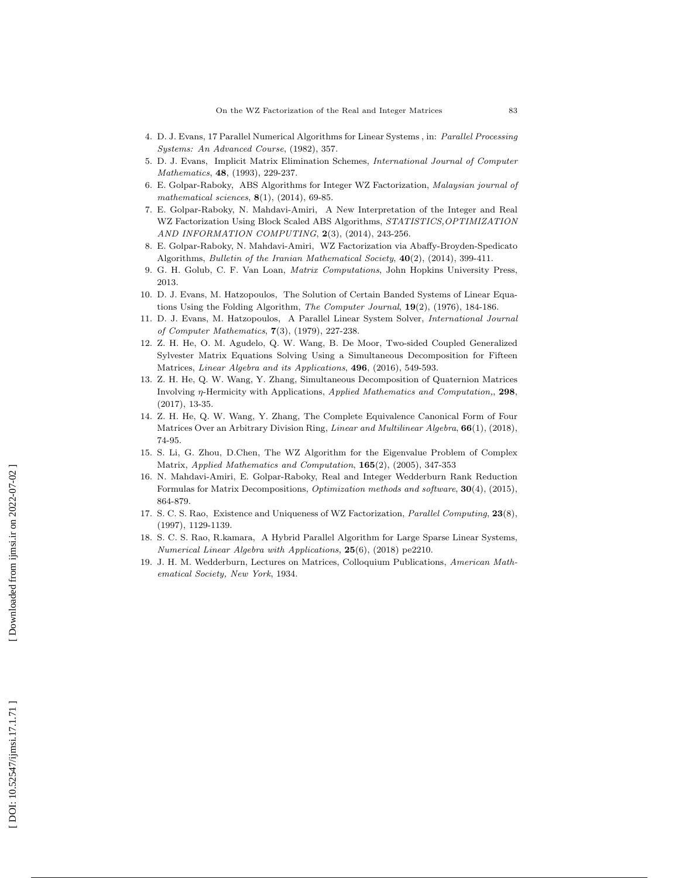4. D. J. Evans, 17 Parallel Numerical Algorithms for Linear Systems , in: *Parallel Processing Systems: An Advanced Course*, (1982), 357.
5. D. J. Evans, Implicit Matrix Elimination Schemes, *International Journal of Computer Mathematics*, **48**, (1993), 229-237.
6. E. Golpar-Raboky, ABS Algorithms for Integer WZ Factorization, *Malaysian journal of mathematical sciences*, **8**(1), (2014), 69-85.
7. E. Golpar-Raboky, N. Mahdavi-Amiri, A New Interpretation of the Integer and Real WZ Factorization Using Block Scaled ABS Algorithms, *STATISTICS,OPTIMIZATION AND INFORMATION COMPUTING*, **2**(3), (2014), 243-256.
8. E. Golpar-Raboky, N. Mahdavi-Amiri, WZ Factorization via Abaffy-Broyden-Spedicato Algorithms, *Bulletin of the Iranian Mathematical Society*, **40**(2), (2014), 399-411.
9. G. H. Golub, C. F. Van Loan, *Matrix Computations*, John Hopkins University Press, 2013.
10. D. J. Evans, M. Hatzopoulos, The Solution of Certain Banded Systems of Linear Equations Using the Folding Algorithm, *The Computer Journal*, **19**(2), (1976), 184-186.
11. D. J. Evans, M. Hatzopoulos, A Parallel Linear System Solver, *International Journal of Computer Mathematics*, **7**(3), (1979), 227-238.
12. Z. H. He, O. M. Agudelo, Q. W. Wang, B. De Moor, Two-sided Coupled Generalized Sylvester Matrix Equations Solving Using a Simultaneous Decomposition for Fifteen Matrices, *Linear Algebra and its Applications*, **496**, (2016), 549-593.
13. Z. H. He, Q. W. Wang, Y. Zhang, Simultaneous Decomposition of Quaternion Matrices Involving $\eta$-Hermicity with Applications, *Applied Mathematics and Computation,*, **298**, (2017), 13-35.
14. Z. H. He, Q. W. Wang, Y. Zhang, The Complete Equivalence Canonical Form of Four Matrices Over an Arbitrary Division Ring, *Linear and Multilinear Algebra*, **66**(1), (2018), 74-95.
15. S. Li, G. Zhou, D.Chen, The WZ Algorithm for the Eigenvalue Problem of Complex Matrix, *Applied Mathematics and Computation*, **165**(2), (2005), 347-353
16. N. Mahdavi-Amiri, E. Golpar-Raboky, Real and Integer Wedderburn Rank Reduction Formulas for Matrix Decompositions, *Optimization methods and software*, **30**(4), (2015), 864-879.
17. S. C. S. Rao, Existence and Uniqueness of WZ Factorization, *Parallel Computing*, **23**(8), (1997), 1129-1139.
18. S. C. S. Rao, R.kamara, A Hybrid Parallel Algorithm for Large Sparse Linear Systems, *Numerical Linear Algebra with Applications*, **25**(6), (2018) pe2210.
19. J. H. M. Wedderburn, Lectures on Matrices, Colloquium Publications, *American Mathematical Society, New York*, 1934.